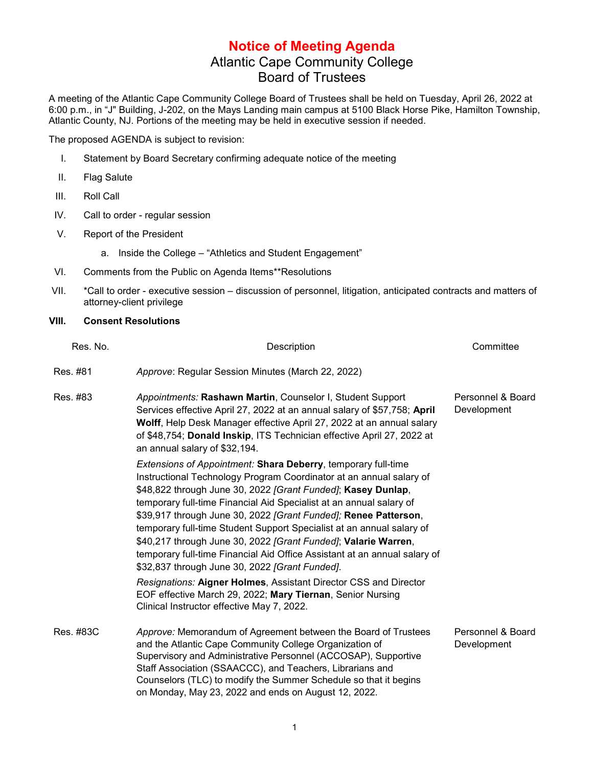# Notice of Meeting Agenda

## Atlantic Cape Community College
## Board of Trustees

A meeting of the Atlantic Cape Community College Board of Trustees shall be held on Tuesday, April 26, 2022 at 6:00 p.m., in "J" Building, J-202, on the Mays Landing main campus at 5100 Black Horse Pike, Hamilton Township, Atlantic County, NJ. Portions of the meeting may be held in executive session if needed.

The proposed AGENDA is subject to revision:

I. Statement by Board Secretary confirming adequate notice of the meeting

II. Flag Salute

III. Roll Call

IV. Call to order - regular session

V. Report of the President

a. Inside the College – "Athletics and Student Engagement"

VI. Comments from the Public on Agenda Items**Resolutions

VII. *Call to order - executive session – discussion of personnel, litigation, anticipated contracts and matters of attorney-client privilege

**VIII. Consent Resolutions**

| Res. No. | Description | Committee |
|---|---|---|
| Res. #81 | *Approve*: Regular Session Minutes (March 22, 2022) | |
| Res. #83 | *Appointments:* **Rashawn Martin**, Counselor I, Student Support Services effective April 27, 2022 at an annual salary of $57,758; **April Wolff**, Help Desk Manager effective April 27, 2022 at an annual salary of $48,754; **Donald Inskip**, ITS Technician effective April 27, 2022 at an annual salary of $32,194.<br><br>*Extensions of Appointment:* **Shara Deberry**, temporary full-time Instructional Technology Program Coordinator at an annual salary of $48,822 through June 30, 2022 *[Grant Funded]*; **Kasey Dunlap**, temporary full-time Financial Aid Specialist at an annual salary of $39,917 through June 30, 2022 *[Grant Funded];* **Renee Patterson**, temporary full-time Student Support Specialist at an annual salary of $40,217 through June 30, 2022 *[Grant Funded]*; **Valarie Warren**, temporary full-time Financial Aid Office Assistant at an annual salary of $32,837 through June 30, 2022 *[Grant Funded]*.<br><br>*Resignations:* **Aigner Holmes**, Assistant Director CSS and Director EOF effective March 29, 2022; **Mary Tiernan**, Senior Nursing Clinical Instructor effective May 7, 2022. | Personnel & Board Development |
| Res. #83C | *Approve:* Memorandum of Agreement between the Board of Trustees and the Atlantic Cape Community College Organization of Supervisory and Administrative Personnel (ACCOSAP), Supportive Staff Association (SSAACCC), and Teachers, Librarians and Counselors (TLC) to modify the Summer Schedule so that it begins on Monday, May 23, 2022 and ends on August 12, 2022. | Personnel & Board Development |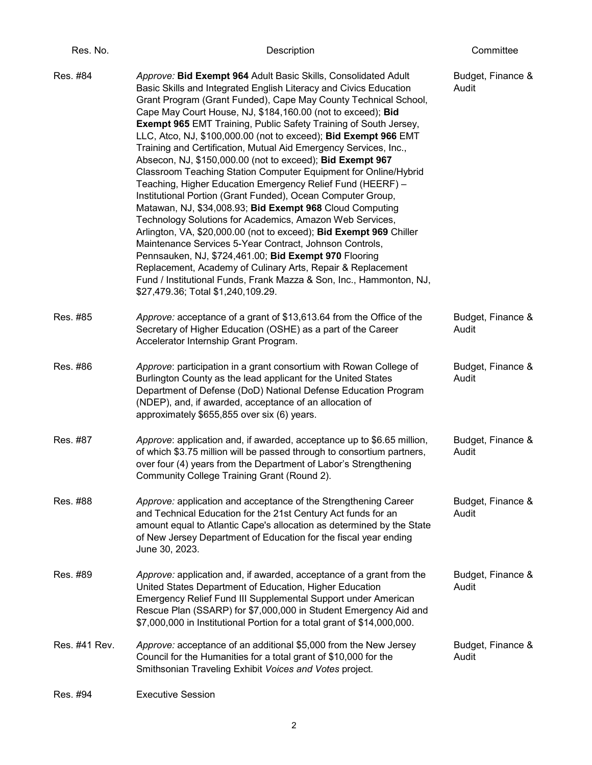| Res. No. | Description | Committee |
| --- | --- | --- |
| Res. #84 | *Approve:* **Bid Exempt 964** Adult Basic Skills, Consolidated Adult Basic Skills and Integrated English Literacy and Civics Education Grant Program (Grant Funded), Cape May County Technical School, Cape May Court House, NJ, $184,160.00 (not to exceed); **Bid Exempt 965** EMT Training, Public Safety Training of South Jersey, LLC, Atco, NJ, $100,000.00 (not to exceed); **Bid Exempt 966** EMT Training and Certification, Mutual Aid Emergency Services, Inc., Absecon, NJ, $150,000.00 (not to exceed); **Bid Exempt 967** Classroom Teaching Station Computer Equipment for Online/Hybrid Teaching, Higher Education Emergency Relief Fund (HEERF) – Institutional Portion (Grant Funded), Ocean Computer Group, Matawan, NJ, $34,008.93; **Bid Exempt 968** Cloud Computing Technology Solutions for Academics, Amazon Web Services, Arlington, VA, $20,000.00 (not to exceed); **Bid Exempt 969** Chiller Maintenance Services 5-Year Contract, Johnson Controls, Pennsauken, NJ, $724,461.00; **Bid Exempt 970** Flooring Replacement, Academy of Culinary Arts, Repair & Replacement Fund / Institutional Funds, Frank Mazza & Son, Inc., Hammonton, NJ, $27,479.36; Total $1,240,109.29. | Budget, Finance & Audit |
| Res. #85 | *Approve:* acceptance of a grant of $13,613.64 from the Office of the Secretary of Higher Education (OSHE) as a part of the Career Accelerator Internship Grant Program. | Budget, Finance & Audit |
| Res. #86 | *Approve*: participation in a grant consortium with Rowan College of Burlington County as the lead applicant for the United States Department of Defense (DoD) National Defense Education Program (NDEP), and, if awarded, acceptance of an allocation of approximately $655,855 over six (6) years. | Budget, Finance & Audit |
| Res. #87 | *Approve*: application and, if awarded, acceptance up to $6.65 million, of which $3.75 million will be passed through to consortium partners, over four (4) years from the Department of Labor's Strengthening Community College Training Grant (Round 2). | Budget, Finance & Audit |
| Res. #88 | *Approve:* application and acceptance of the Strengthening Career and Technical Education for the 21st Century Act funds for an amount equal to Atlantic Cape's allocation as determined by the State of New Jersey Department of Education for the fiscal year ending June 30, 2023. | Budget, Finance & Audit |
| Res. #89 | *Approve:* application and, if awarded, acceptance of a grant from the United States Department of Education, Higher Education Emergency Relief Fund III Supplemental Support under American Rescue Plan (SSARP) for $7,000,000 in Student Emergency Aid and $7,000,000 in Institutional Portion for a total grant of $14,000,000. | Budget, Finance & Audit |
| Res. #41 Rev. | *Approve:* acceptance of an additional $5,000 from the New Jersey Council for the Humanities for a total grant of $10,000 for the Smithsonian Traveling Exhibit *Voices and Votes* project. | Budget, Finance & Audit |
| Res. #94 | Executive Session | |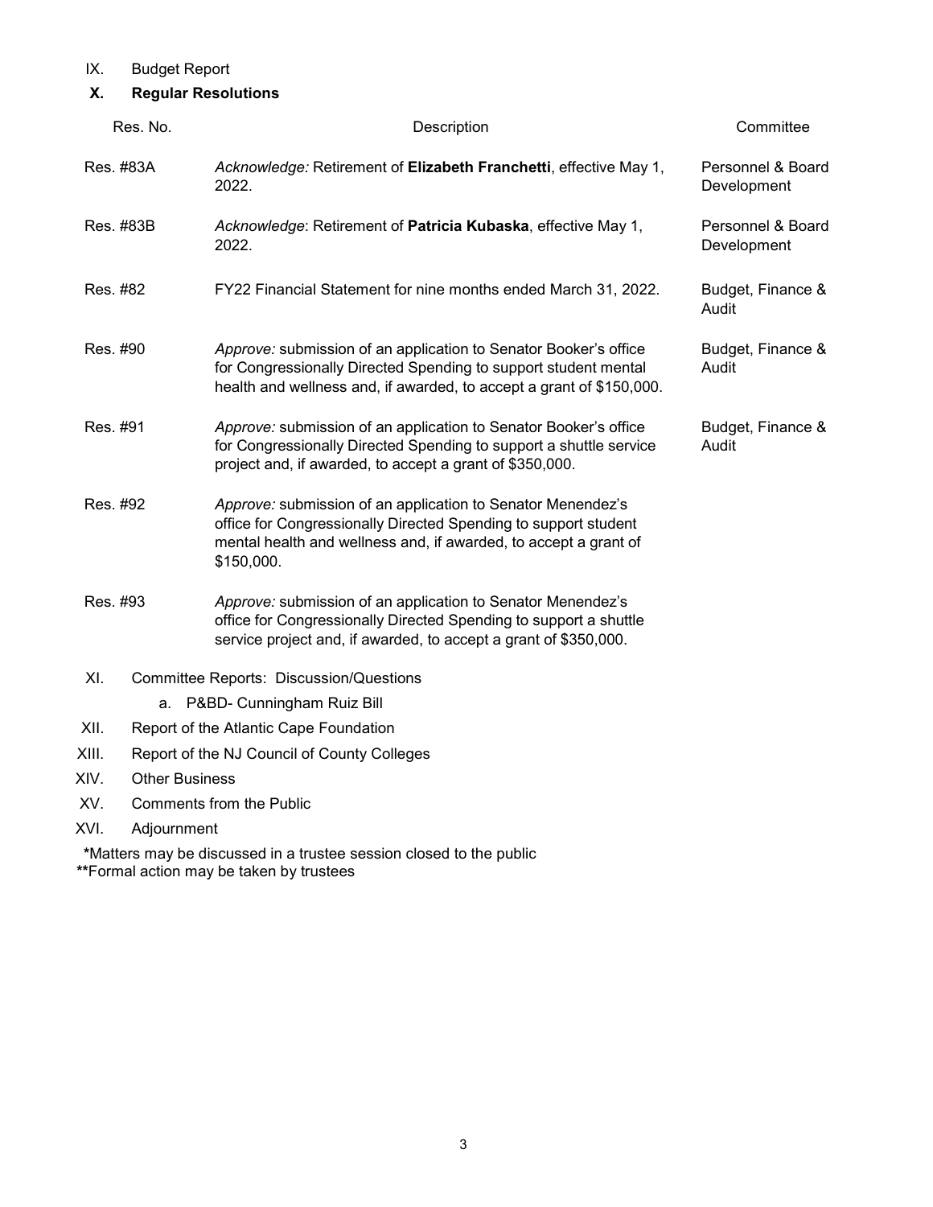IX. Budget Report

**X. Regular Resolutions**

| Res. No. | Description | Committee |
|---|---|---|
| Res. #83A | *Acknowledge:* Retirement of **Elizabeth Franchetti**, effective May 1, 2022. | Personnel & Board Development |
| Res. #83B | *Acknowledge*: Retirement of **Patricia Kubaska**, effective May 1, 2022. | Personnel & Board Development |
| Res. #82 | FY22 Financial Statement for nine months ended March 31, 2022. | Budget, Finance & Audit |
| Res. #90 | *Approve:* submission of an application to Senator Booker's office for Congressionally Directed Spending to support student mental health and wellness and, if awarded, to accept a grant of $150,000. | Budget, Finance & Audit |
| Res. #91 | *Approve:* submission of an application to Senator Booker's office for Congressionally Directed Spending to support a shuttle service project and, if awarded, to accept a grant of $350,000. | Budget, Finance & Audit |
| Res. #92 | *Approve:* submission of an application to Senator Menendez's office for Congressionally Directed Spending to support student mental health and wellness and, if awarded, to accept a grant of $150,000. | |
| Res. #93 | *Approve:* submission of an application to Senator Menendez's office for Congressionally Directed Spending to support a shuttle service project and, if awarded, to accept a grant of $350,000. | |

XI. Committee Reports: Discussion/Questions

a. P&BD- Cunningham Ruiz Bill

XII. Report of the Atlantic Cape Foundation

XIII. Report of the NJ Council of County Colleges

XIV. Other Business

XV. Comments from the Public

XVI. Adjournment

**\***Matters may be discussed in a trustee session closed to the public

**\*\***Formal action may be taken by trustees